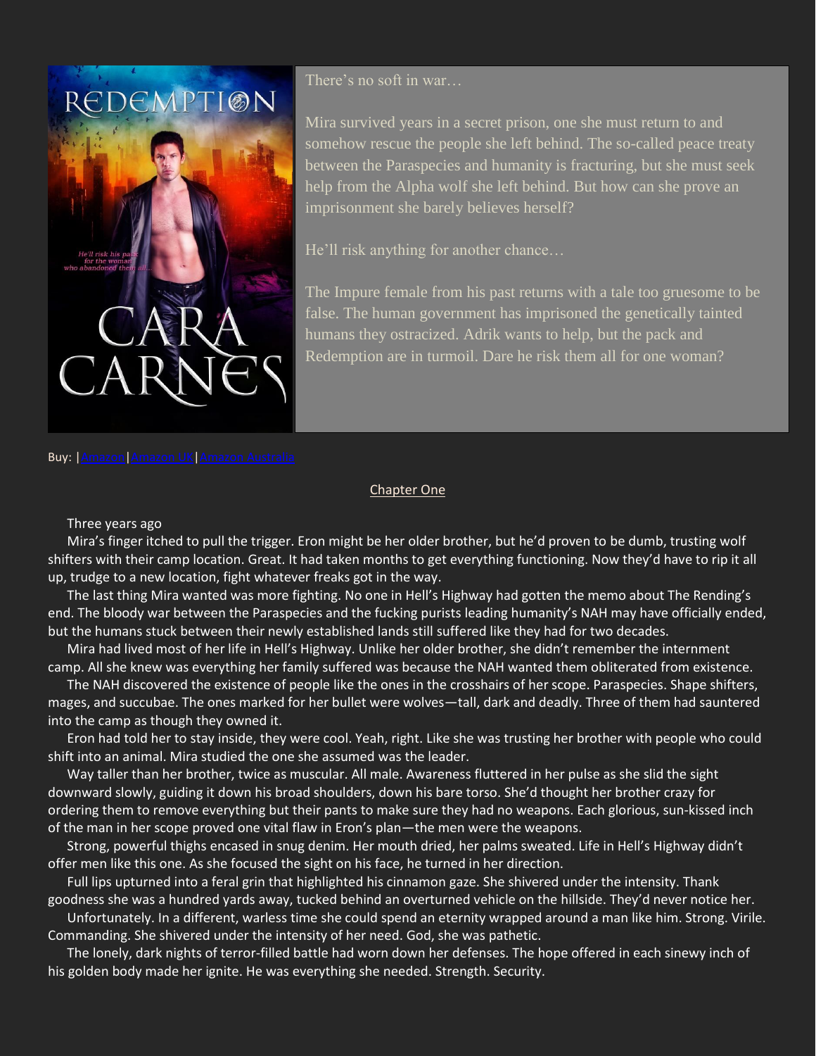There's no soft in war…

Mira survived years in a secret prison, one she must return to and somehow rescue the people she left behind. The so-called peace treaty between the Paraspecies and humanity is fracturing, but she must seek help from the Alpha wolf she left behind. But how can she prove an imprisonment she barely believes herself?

He'll risk anything for another chance…

The Impure female from his past returns with a tale too gruesome to be false. The human government has imprisoned the genetically tainted humans they ostracized. Adrik wants to help, but the pack and Redemption are in turmoil. Dare he risk them all for one woman?

Buy: |Amazon|Amazon UK|Amazon Australia

## Chapter One

Three years ago

Mira's finger itched to pull the trigger. Eron might be her older brother, but he'd proven to be dumb, trusting wolf shifters with their camp location. Great. It had taken months to get everything functioning. Now they'd have to rip it all up, trudge to a new location, fight whatever freaks got in the way.

The last thing Mira wanted was more fighting. No one in Hell's Highway had gotten the memo about The Rending's end. The bloody war between the Paraspecies and the fucking purists leading humanity's NAH may have officially ended, but the humans stuck between their newly established lands still suffered like they had for two decades.

Mira had lived most of her life in Hell's Highway. Unlike her older brother, she didn't remember the internment camp. All she knew was everything her family suffered was because the NAH wanted them obliterated from existence.

The NAH discovered the existence of people like the ones in the crosshairs of her scope. Paraspecies. Shape shifters, mages, and succubae. The ones marked for her bullet were wolves—tall, dark and deadly. Three of them had sauntered into the camp as though they owned it.

Eron had told her to stay inside, they were cool. Yeah, right. Like she was trusting her brother with people who could shift into an animal. Mira studied the one she assumed was the leader.

Way taller than her brother, twice as muscular. All male. Awareness fluttered in her pulse as she slid the sight downward slowly, guiding it down his broad shoulders, down his bare torso. She'd thought her brother crazy for ordering them to remove everything but their pants to make sure they had no weapons. Each glorious, sun-kissed inch of the man in her scope proved one vital flaw in Eron's plan—the men were the weapons.

Strong, powerful thighs encased in snug denim. Her mouth dried, her palms sweated. Life in Hell's Highway didn't offer men like this one. As she focused the sight on his face, he turned in her direction.

Full lips upturned into a feral grin that highlighted his cinnamon gaze. She shivered under the intensity. Thank goodness she was a hundred yards away, tucked behind an overturned vehicle on the hillside. They'd never notice her.

Unfortunately. In a different, warless time she could spend an eternity wrapped around a man like him. Strong. Virile. Commanding. She shivered under the intensity of her need. God, she was pathetic.

The lonely, dark nights of terror-filled battle had worn down her defenses. The hope offered in each sinewy inch of his golden body made her ignite. He was everything she needed. Strength. Security.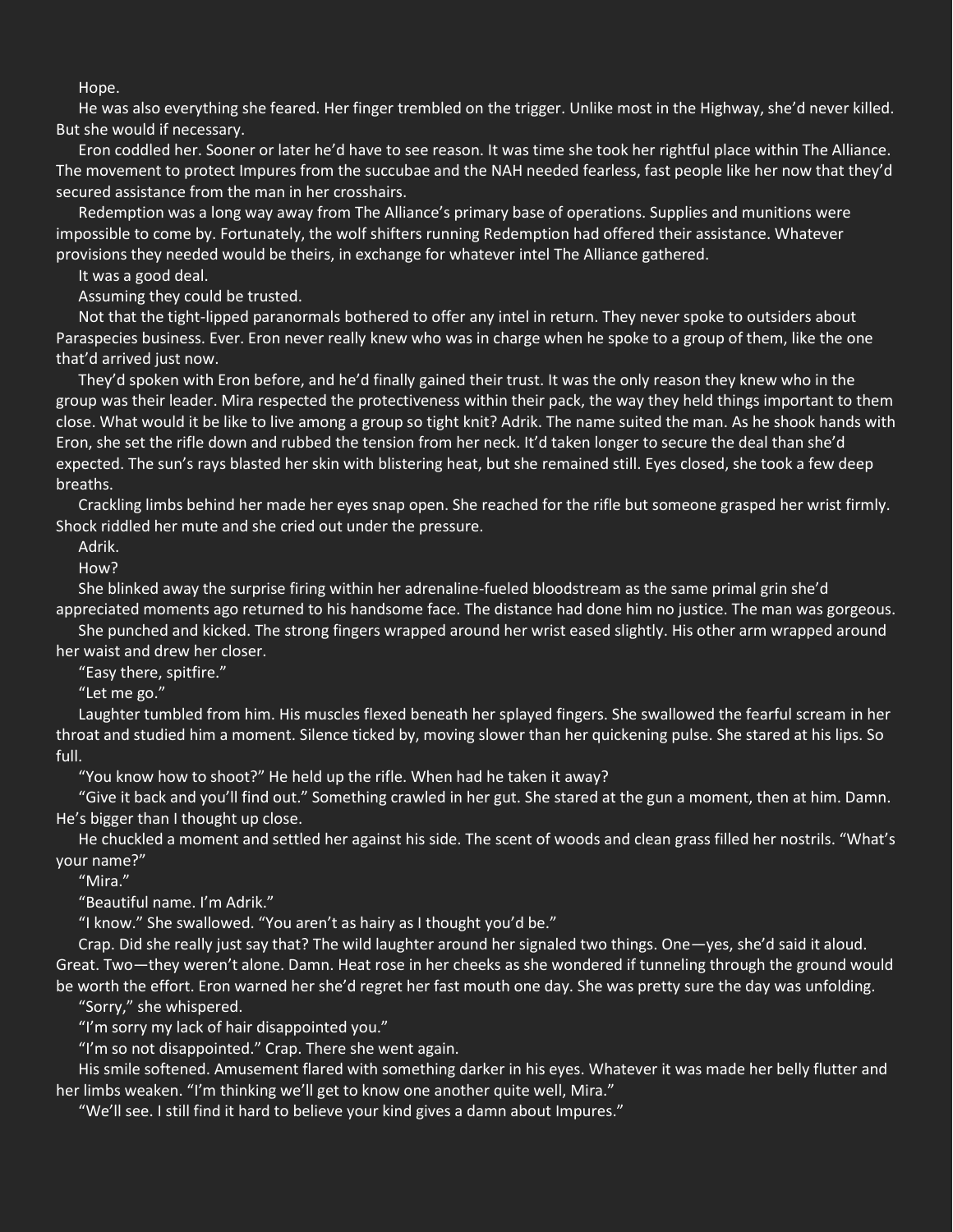Hope.

He was also everything she feared. Her finger trembled on the trigger. Unlike most in the Highway, she'd never killed. But she would if necessary.

Eron coddled her. Sooner or later he'd have to see reason. It was time she took her rightful place within The Alliance. The movement to protect Impures from the succubae and the NAH needed fearless, fast people like her now that they'd secured assistance from the man in her crosshairs.

Redemption was a long way away from The Alliance's primary base of operations. Supplies and munitions were impossible to come by. Fortunately, the wolf shifters running Redemption had offered their assistance. Whatever provisions they needed would be theirs, in exchange for whatever intel The Alliance gathered.

It was a good deal.

Assuming they could be trusted.

Not that the tight-lipped paranormals bothered to offer any intel in return. They never spoke to outsiders about Paraspecies business. Ever. Eron never really knew who was in charge when he spoke to a group of them, like the one that'd arrived just now.

They'd spoken with Eron before, and he'd finally gained their trust. It was the only reason they knew who in the group was their leader. Mira respected the protectiveness within their pack, the way they held things important to them close. What would it be like to live among a group so tight knit? Adrik. The name suited the man. As he shook hands with Eron, she set the rifle down and rubbed the tension from her neck. It'd taken longer to secure the deal than she'd expected. The sun's rays blasted her skin with blistering heat, but she remained still. Eyes closed, she took a few deep breaths.

Crackling limbs behind her made her eyes snap open. She reached for the rifle but someone grasped her wrist firmly. Shock riddled her mute and she cried out under the pressure.

Adrik.

How?

She blinked away the surprise firing within her adrenaline-fueled bloodstream as the same primal grin she'd appreciated moments ago returned to his handsome face. The distance had done him no justice. The man was gorgeous.

She punched and kicked. The strong fingers wrapped around her wrist eased slightly. His other arm wrapped around her waist and drew her closer.

"Easy there, spitfire."

"Let me go."

Laughter tumbled from him. His muscles flexed beneath her splayed fingers. She swallowed the fearful scream in her throat and studied him a moment. Silence ticked by, moving slower than her quickening pulse. She stared at his lips. So full.

"You know how to shoot?" He held up the rifle. When had he taken it away?

"Give it back and you'll find out." Something crawled in her gut. She stared at the gun a moment, then at him. Damn. *He's bigger than I thought up close.*

He chuckled a moment and settled her against his side. The scent of woods and clean grass filled her nostrils. "What's your name?"

"Mira."

"Beautiful name. I'm Adrik."

"I know." She swallowed. "You aren't as hairy as I thought you'd be."

Crap. Did she really just say that? The wild laughter around her signaled two things. One—yes, she'd said it aloud. Great. Two—they weren't alone. Damn. Heat rose in her cheeks as she wondered if tunneling through the ground would be worth the effort. Eron warned her she'd regret her fast mouth one day. She was pretty sure the day was unfolding.

"Sorry," she whispered.

"I'm sorry my lack of hair disappointed you."

"I'm so not disappointed." Crap. There she went again.

His smile softened. Amusement flared with something darker in his eyes. Whatever it was made her belly flutter and her limbs weaken. "I'm thinking we'll get to know one another quite well, Mira."

"We'll see. I still find it hard to believe your kind gives a damn about Impures."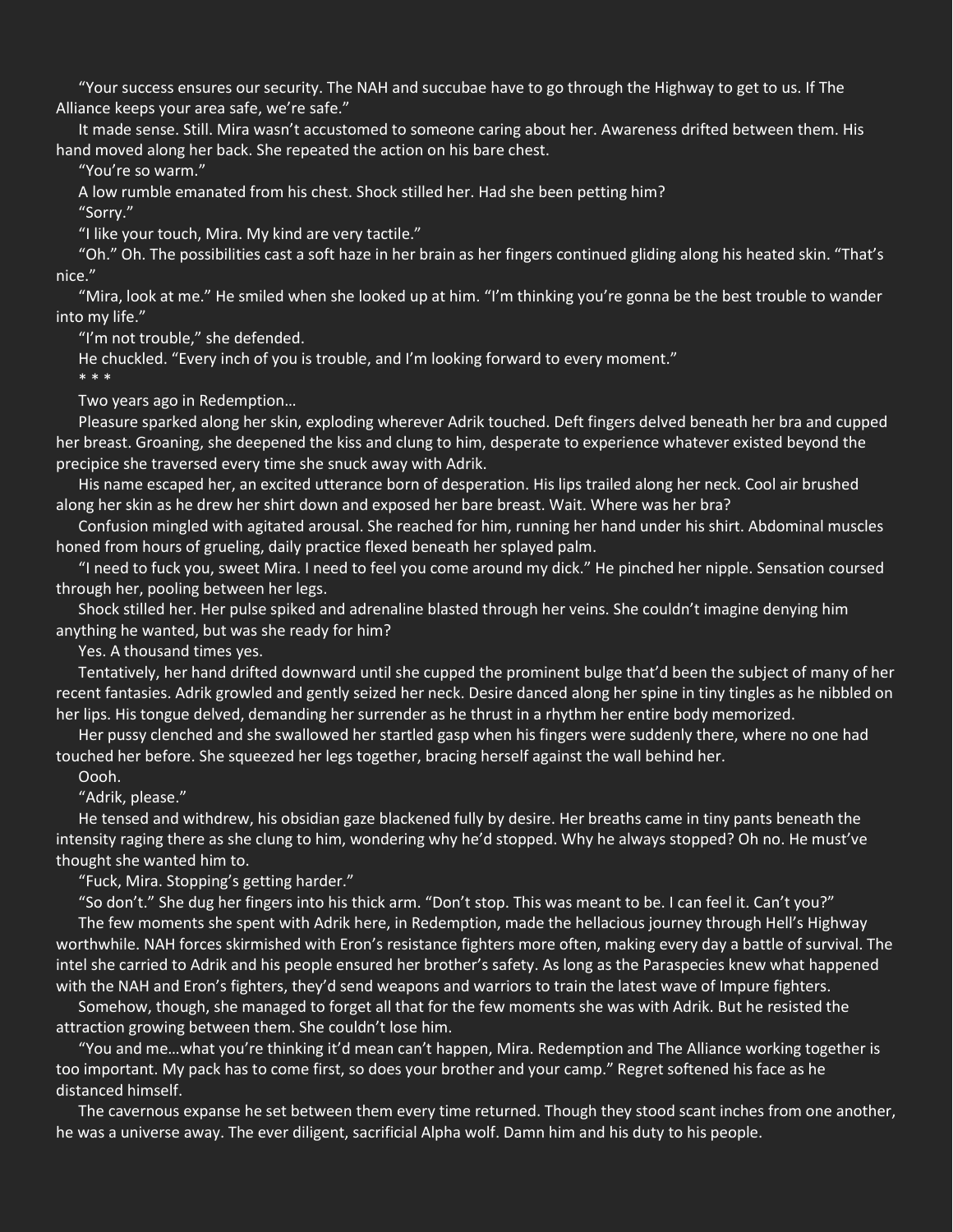"Your success ensures our security. The NAH and succubae have to go through the Highway to get to us. If The Alliance keeps your area safe, we're safe."

It made sense. Still. Mira wasn't accustomed to someone caring about her. Awareness drifted between them. His hand moved along her back. She repeated the action on his bare chest.

"You're so warm."

A low rumble emanated from his chest. Shock stilled her. Had she been petting him?

"Sorry."

"I like your touch, Mira. My kind are very tactile."

"Oh." Oh. The possibilities cast a soft haze in her brain as her fingers continued gliding along his heated skin. "That's nice."

"Mira, look at me." He smiled when she looked up at him. "I'm thinking you're gonna be the best trouble to wander into my life."

"I'm not trouble," she defended.

He chuckled. "Every inch of you is trouble, and I'm looking forward to every moment."

* * *

Two years ago in Redemption…

Pleasure sparked along her skin, exploding wherever Adrik touched. Deft fingers delved beneath her bra and cupped her breast. Groaning, she deepened the kiss and clung to him, desperate to experience whatever existed beyond the precipice she traversed every time she snuck away with Adrik.

His name escaped her, an excited utterance born of desperation. His lips trailed along her neck. Cool air brushed along her skin as he drew her shirt down and exposed her bare breast. Wait. Where was her bra?

Confusion mingled with agitated arousal. She reached for him, running her hand under his shirt. Abdominal muscles honed from hours of grueling, daily practice flexed beneath her splayed palm.

"I need to fuck you, sweet Mira. I need to feel you come around my dick." He pinched her nipple. Sensation coursed through her, pooling between her legs.

Shock stilled her. Her pulse spiked and adrenaline blasted through her veins. She couldn't imagine denying him anything he wanted, but was she ready for him?

Yes. A thousand times yes.

Tentatively, her hand drifted downward until she cupped the prominent bulge that'd been the subject of many of her recent fantasies. Adrik growled and gently seized her neck. Desire danced along her spine in tiny tingles as he nibbled on her lips. His tongue delved, demanding her surrender as he thrust in a rhythm her entire body memorized.

Her pussy clenched and she swallowed her startled gasp when his fingers were suddenly there, where no one had touched her before. She squeezed her legs together, bracing herself against the wall behind her.

Oooh.

"Adrik, please."

He tensed and withdrew, his obsidian gaze blackened fully by desire. Her breaths came in tiny pants beneath the intensity raging there as she clung to him, wondering why he'd stopped. Why he always stopped? Oh no. He must've thought she wanted him to.

"Fuck, Mira. Stopping's getting harder."

"So don't." She dug her fingers into his thick arm. "Don't stop. This was meant to be. I can feel it. Can't you?"

The few moments she spent with Adrik here, in Redemption, made the hellacious journey through Hell's Highway worthwhile. NAH forces skirmished with Eron's resistance fighters more often, making every day a battle of survival. The intel she carried to Adrik and his people ensured her brother's safety. As long as the Paraspecies knew what happened with the NAH and Eron's fighters, they'd send weapons and warriors to train the latest wave of Impure fighters.

Somehow, though, she managed to forget all that for the few moments she was with Adrik. But he resisted the attraction growing between them. She couldn't lose him.

"You and me…what you're thinking it'd mean can't happen, Mira. Redemption and The Alliance working together is too important. My pack has to come first, so does your brother and your camp." Regret softened his face as he distanced himself.

The cavernous expanse he set between them every time returned. Though they stood scant inches from one another, he was a universe away. The ever diligent, sacrificial Alpha wolf. Damn him and his duty to his people.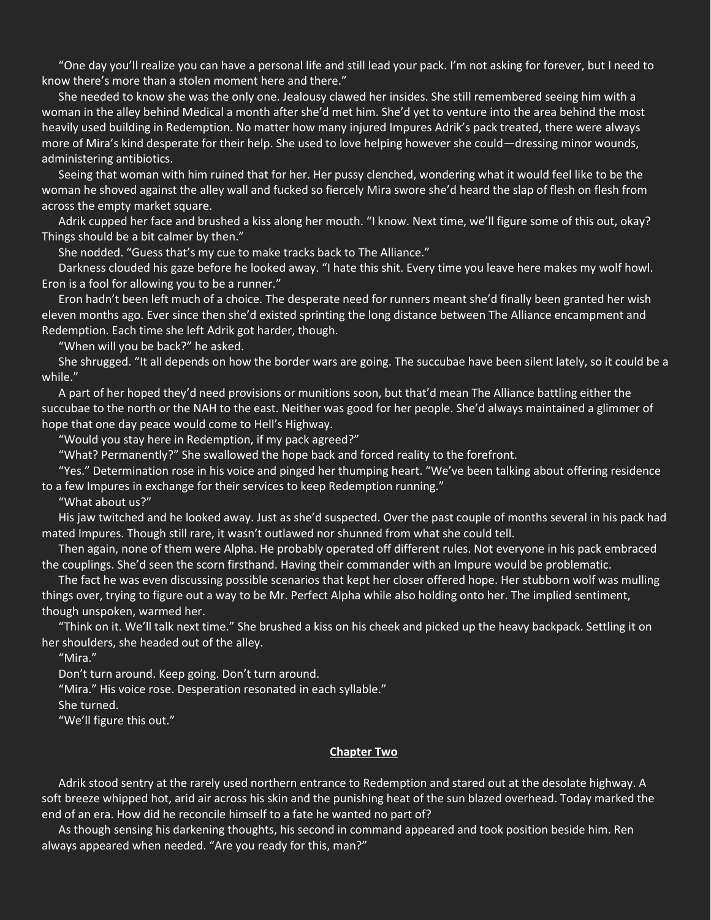"One day you'll realize you can have a personal life and still lead your pack. I'm not asking for forever, but I need to know there's more than a stolen moment here and there."

She needed to know she was the only one. Jealousy clawed her insides. She still remembered seeing him with a woman in the alley behind Medical a month after she'd met him. She'd yet to venture into the area behind the most heavily used building in Redemption. No matter how many injured Impures Adrik's pack treated, there were always more of Mira's kind desperate for their help. She used to love helping however she could—dressing minor wounds, administering antibiotics.

Seeing that woman with him ruined that for her. Her pussy clenched, wondering what it would feel like to be the woman he shoved against the alley wall and fucked so fiercely Mira swore she'd heard the slap of flesh on flesh from across the empty market square.

Adrik cupped her face and brushed a kiss along her mouth. "I know. Next time, we'll figure some of this out, okay? Things should be a bit calmer by then."

She nodded. "Guess that's my cue to make tracks back to The Alliance."

Darkness clouded his gaze before he looked away. "I hate this shit. Every time you leave here makes my wolf howl. Eron is a fool for allowing you to be a runner."

Eron hadn't been left much of a choice. The desperate need for runners meant she'd finally been granted her wish eleven months ago. Ever since then she'd existed sprinting the long distance between The Alliance encampment and Redemption. Each time she left Adrik got harder, though.

"When will you be back?" he asked.

She shrugged. "It all depends on how the border wars are going. The succubae have been silent lately, so it could be a while."

A part of her hoped they'd need provisions or munitions soon, but that'd mean The Alliance battling either the succubae to the north or the NAH to the east. Neither was good for her people. She'd always maintained a glimmer of hope that one day peace would come to Hell's Highway.

"Would you stay here in Redemption, if my pack agreed?"

"What? Permanently?" She swallowed the hope back and forced reality to the forefront.

"Yes." Determination rose in his voice and pinged her thumping heart. "We've been talking about offering residence to a few Impures in exchange for their services to keep Redemption running."

"What about us?"

His jaw twitched and he looked away. Just as she'd suspected. Over the past couple of months several in his pack had mated Impures. Though still rare, it wasn't outlawed nor shunned from what she could tell.

Then again, none of them were Alpha. He probably operated off different rules. Not everyone in his pack embraced the couplings. She'd seen the scorn firsthand. Having their commander with an Impure would be problematic.

The fact he was even discussing possible scenarios that kept her closer offered hope. Her stubborn wolf was mulling things over, trying to figure out a way to be Mr. Perfect Alpha while also holding onto her. The implied sentiment, though unspoken, warmed her.

"Think on it. We'll talk next time." She brushed a kiss on his cheek and picked up the heavy backpack. Settling it on her shoulders, she headed out of the alley.

"Mira."

Don't turn around. Keep going. Don't turn around.

"Mira." His voice rose. Desperation resonated in each syllable."

She turned.

"We'll figure this out."

## Chapter Two

Adrik stood sentry at the rarely used northern entrance to Redemption and stared out at the desolate highway. A soft breeze whipped hot, arid air across his skin and the punishing heat of the sun blazed overhead. Today marked the end of an era. How did he reconcile himself to a fate he wanted no part of?

As though sensing his darkening thoughts, his second in command appeared and took position beside him. Ren always appeared when needed. "Are you ready for this, man?"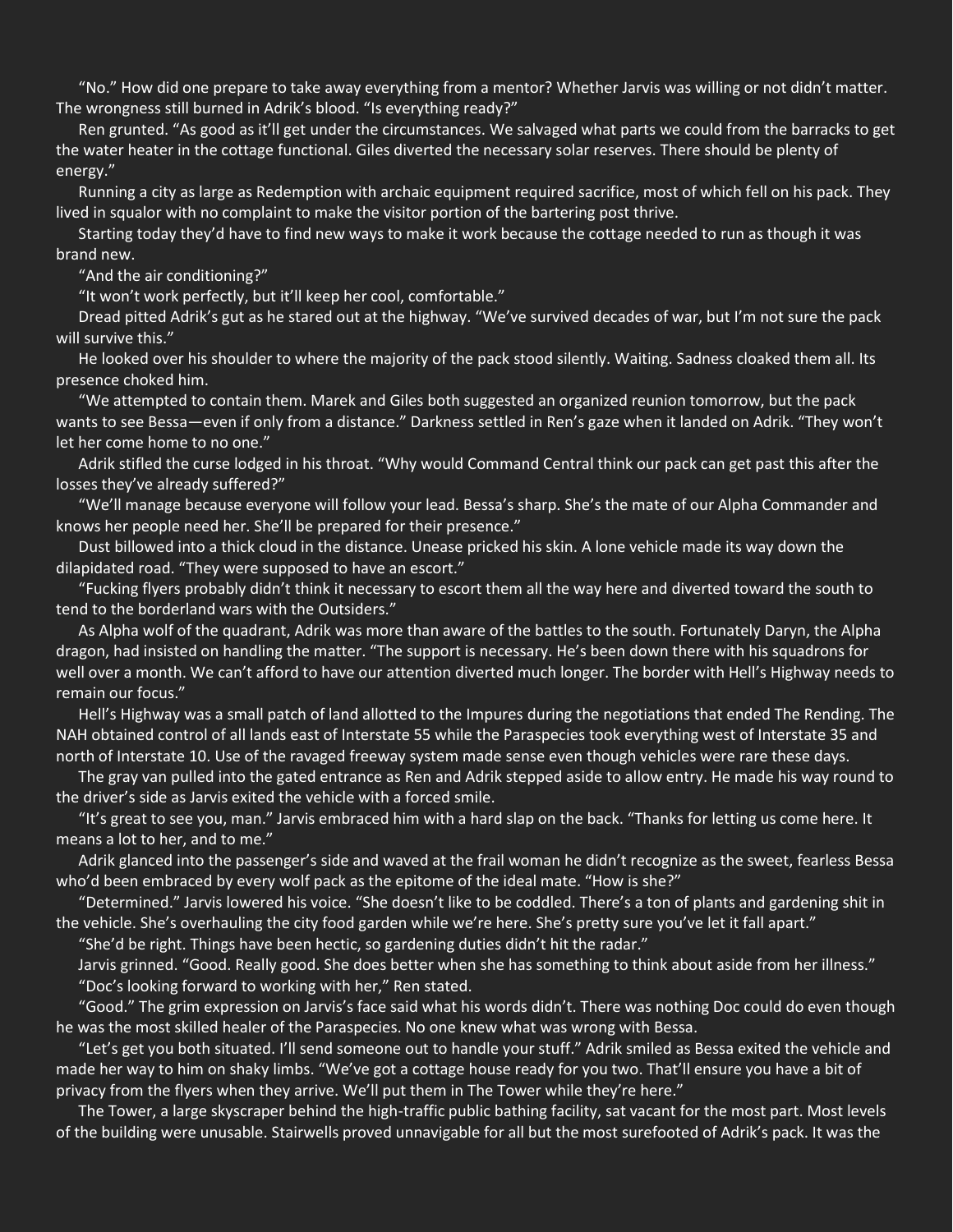“No.” How did one prepare to take away everything from a mentor? Whether Jarvis was willing or not didn’t matter. The wrongness still burned in Adrik’s blood. “Is everything ready?”

Ren grunted. “As good as it’ll get under the circumstances. We salvaged what parts we could from the barracks to get the water heater in the cottage functional. Giles diverted the necessary solar reserves. There should be plenty of energy.”

Running a city as large as Redemption with archaic equipment required sacrifice, most of which fell on his pack. They lived in squalor with no complaint to make the visitor portion of the bartering post thrive.

Starting today they’d have to find new ways to make it work because the cottage needed to run as though it was brand new.

“And the air conditioning?”

“It won’t work perfectly, but it’ll keep her cool, comfortable.”

Dread pitted Adrik’s gut as he stared out at the highway. “We’ve survived decades of war, but I’m not sure the pack will survive this.”

He looked over his shoulder to where the majority of the pack stood silently. Waiting. Sadness cloaked them all. Its presence choked him.

“We attempted to contain them. Marek and Giles both suggested an organized reunion tomorrow, but the pack wants to see Bessa—even if only from a distance.” Darkness settled in Ren’s gaze when it landed on Adrik. “They won’t let her come home to no one.”

Adrik stifled the curse lodged in his throat. “Why would Command Central think our pack can get past this after the losses they’ve already suffered?”

“We’ll manage because everyone will follow your lead. Bessa’s sharp. She’s the mate of our Alpha Commander and knows her people need her. She’ll be prepared for their presence.”

Dust billowed into a thick cloud in the distance. Unease pricked his skin. A lone vehicle made its way down the dilapidated road. “They were supposed to have an escort.”

“Fucking flyers probably didn’t think it necessary to escort them all the way here and diverted toward the south to tend to the borderland wars with the Outsiders.”

As Alpha wolf of the quadrant, Adrik was more than aware of the battles to the south. Fortunately Daryn, the Alpha dragon, had insisted on handling the matter. “The support is necessary. He’s been down there with his squadrons for well over a month. We can’t afford to have our attention diverted much longer. The border with Hell’s Highway needs to remain our focus.”

Hell’s Highway was a small patch of land allotted to the Impures during the negotiations that ended The Rending. The NAH obtained control of all lands east of Interstate 55 while the Paraspecies took everything west of Interstate 35 and north of Interstate 10. Use of the ravaged freeway system made sense even though vehicles were rare these days.

The gray van pulled into the gated entrance as Ren and Adrik stepped aside to allow entry. He made his way round to the driver’s side as Jarvis exited the vehicle with a forced smile.

“It’s great to see you, man.” Jarvis embraced him with a hard slap on the back. “Thanks for letting us come here. It means a lot to her, and to me.”

Adrik glanced into the passenger’s side and waved at the frail woman he didn’t recognize as the sweet, fearless Bessa who’d been embraced by every wolf pack as the epitome of the ideal mate. “How is she?”

“Determined.” Jarvis lowered his voice. “She doesn’t like to be coddled. There’s a ton of plants and gardening shit in the vehicle. She’s overhauling the city food garden while we’re here. She’s pretty sure you’ve let it fall apart.”

“She’d be right. Things have been hectic, so gardening duties didn’t hit the radar.”

Jarvis grinned. “Good. Really good. She does better when she has something to think about aside from her illness.”

“Doc’s looking forward to working with her,” Ren stated.

“Good.” The grim expression on Jarvis’s face said what his words didn’t. There was nothing Doc could do even though he was the most skilled healer of the Paraspecies. No one knew what was wrong with Bessa.

“Let’s get you both situated. I’ll send someone out to handle your stuff.” Adrik smiled as Bessa exited the vehicle and made her way to him on shaky limbs. “We’ve got a cottage house ready for you two. That’ll ensure you have a bit of privacy from the flyers when they arrive. We’ll put them in The Tower while they’re here.”

The Tower, a large skyscraper behind the high-traffic public bathing facility, sat vacant for the most part. Most levels of the building were unusable. Stairwells proved unnavigable for all but the most surefooted of Adrik’s pack. It was the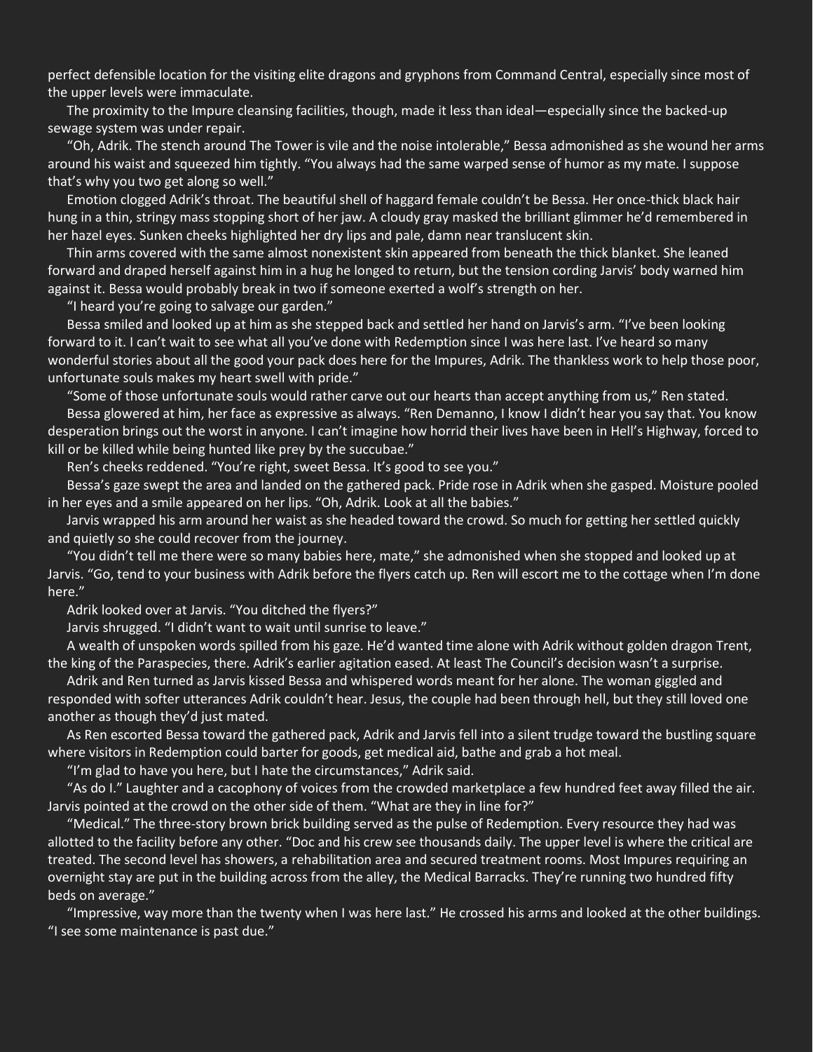perfect defensible location for the visiting elite dragons and gryphons from Command Central, especially since most of the upper levels were immaculate.

The proximity to the Impure cleansing facilities, though, made it less than ideal—especially since the backed-up sewage system was under repair.

"Oh, Adrik. The stench around The Tower is vile and the noise intolerable," Bessa admonished as she wound her arms around his waist and squeezed him tightly. "You always had the same warped sense of humor as my mate. I suppose that's why you two get along so well."

Emotion clogged Adrik's throat. The beautiful shell of haggard female couldn't be Bessa. Her once-thick black hair hung in a thin, stringy mass stopping short of her jaw. A cloudy gray masked the brilliant glimmer he'd remembered in her hazel eyes. Sunken cheeks highlighted her dry lips and pale, damn near translucent skin.

Thin arms covered with the same almost nonexistent skin appeared from beneath the thick blanket. She leaned forward and draped herself against him in a hug he longed to return, but the tension cording Jarvis' body warned him against it. Bessa would probably break in two if someone exerted a wolf's strength on her.

"I heard you're going to salvage our garden."

Bessa smiled and looked up at him as she stepped back and settled her hand on Jarvis's arm. "I've been looking forward to it. I can't wait to see what all you've done with Redemption since I was here last. I've heard so many wonderful stories about all the good your pack does here for the Impures, Adrik. The thankless work to help those poor, unfortunate souls makes my heart swell with pride."

"Some of those unfortunate souls would rather carve out our hearts than accept anything from us," Ren stated.

Bessa glowered at him, her face as expressive as always. "Ren Demanno, I know I didn't hear you say that. You know desperation brings out the worst in anyone. I can't imagine how horrid their lives have been in Hell's Highway, forced to kill or be killed while being hunted like prey by the succubae."

Ren's cheeks reddened. "You're right, sweet Bessa. It's good to see you."

Bessa's gaze swept the area and landed on the gathered pack. Pride rose in Adrik when she gasped. Moisture pooled in her eyes and a smile appeared on her lips. "Oh, Adrik. Look at all the babies."

Jarvis wrapped his arm around her waist as she headed toward the crowd. So much for getting her settled quickly and quietly so she could recover from the journey.

"You didn't tell me there were so many babies here, mate," she admonished when she stopped and looked up at Jarvis. "Go, tend to your business with Adrik before the flyers catch up. Ren will escort me to the cottage when I'm done here."

Adrik looked over at Jarvis. "You ditched the flyers?"

Jarvis shrugged. "I didn't want to wait until sunrise to leave."

A wealth of unspoken words spilled from his gaze. He'd wanted time alone with Adrik without golden dragon Trent, the king of the Paraspecies, there. Adrik's earlier agitation eased. At least The Council's decision wasn't a surprise.

Adrik and Ren turned as Jarvis kissed Bessa and whispered words meant for her alone. The woman giggled and responded with softer utterances Adrik couldn't hear. Jesus, the couple had been through hell, but they still loved one another as though they'd just mated.

As Ren escorted Bessa toward the gathered pack, Adrik and Jarvis fell into a silent trudge toward the bustling square where visitors in Redemption could barter for goods, get medical aid, bathe and grab a hot meal.

"I'm glad to have you here, but I hate the circumstances," Adrik said.

"As do I." Laughter and a cacophony of voices from the crowded marketplace a few hundred feet away filled the air. Jarvis pointed at the crowd on the other side of them. "What are they in line for?"

"Medical." The three-story brown brick building served as the pulse of Redemption. Every resource they had was allotted to the facility before any other. "Doc and his crew see thousands daily. The upper level is where the critical are treated. The second level has showers, a rehabilitation area and secured treatment rooms. Most Impures requiring an overnight stay are put in the building across from the alley, the Medical Barracks. They're running two hundred fifty beds on average."

"Impressive, way more than the twenty when I was here last." He crossed his arms and looked at the other buildings. "I see some maintenance is past due."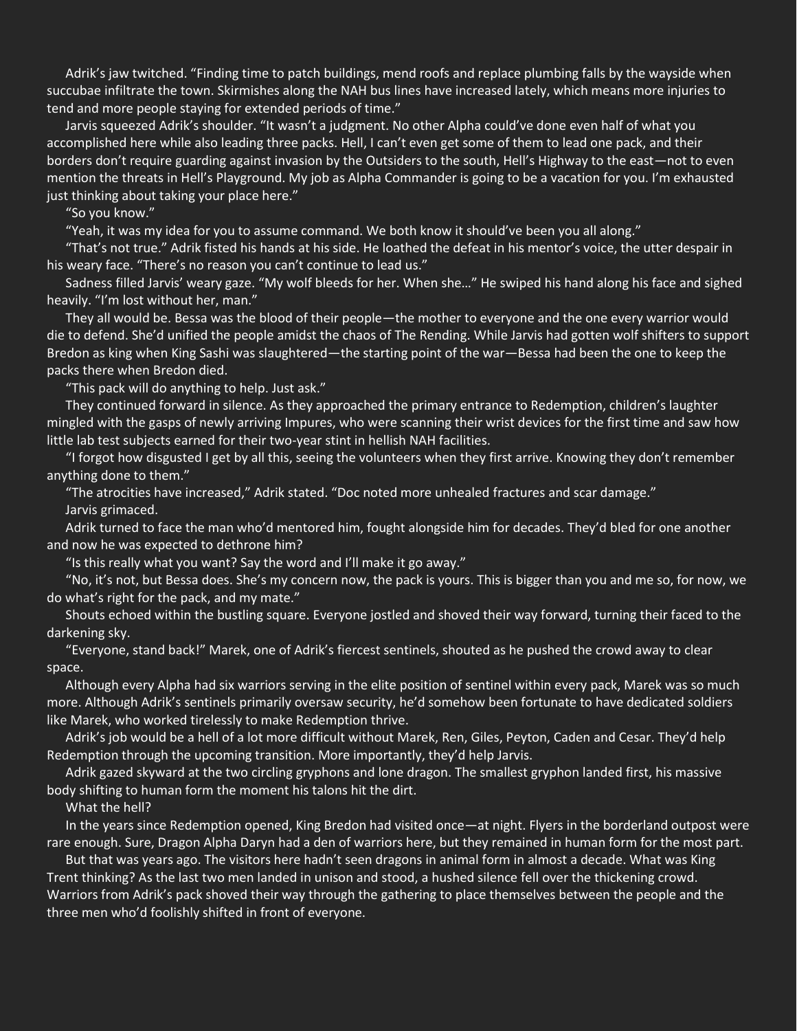Adrik's jaw twitched. "Finding time to patch buildings, mend roofs and replace plumbing falls by the wayside when succubae infiltrate the town. Skirmishes along the NAH bus lines have increased lately, which means more injuries to tend and more people staying for extended periods of time."

Jarvis squeezed Adrik's shoulder. "It wasn't a judgment. No other Alpha could've done even half of what you accomplished here while also leading three packs. Hell, I can't even get some of them to lead one pack, and their borders don't require guarding against invasion by the Outsiders to the south, Hell's Highway to the east—not to even mention the threats in Hell's Playground. My job as Alpha Commander is going to be a vacation for you. I'm exhausted just thinking about taking your place here."

"So you know."

"Yeah, it was my idea for you to assume command. We both know it should've been you all along."

"That's not true." Adrik fisted his hands at his side. He loathed the defeat in his mentor's voice, the utter despair in his weary face. "There's no reason you can't continue to lead us."

Sadness filled Jarvis' weary gaze. "My wolf bleeds for her. When she…" He swiped his hand along his face and sighed heavily. "I'm lost without her, man."

They all would be. Bessa was the blood of their people—the mother to everyone and the one every warrior would die to defend. She'd unified the people amidst the chaos of The Rending. While Jarvis had gotten wolf shifters to support Bredon as king when King Sashi was slaughtered—the starting point of the war—Bessa had been the one to keep the packs there when Bredon died.

"This pack will do anything to help. Just ask."

They continued forward in silence. As they approached the primary entrance to Redemption, children's laughter mingled with the gasps of newly arriving Impures, who were scanning their wrist devices for the first time and saw how little lab test subjects earned for their two-year stint in hellish NAH facilities.

"I forgot how disgusted I get by all this, seeing the volunteers when they first arrive. Knowing they don't remember anything done to them."

"The atrocities have increased," Adrik stated. "Doc noted more unhealed fractures and scar damage."

Jarvis grimaced.

Adrik turned to face the man who'd mentored him, fought alongside him for decades. They'd bled for one another and now he was expected to dethrone him?

"Is this really what you want? Say the word and I'll make it go away."

"No, it's not, but Bessa does. She's my concern now, the pack is yours. This is bigger than you and me so, for now, we do what's right for the pack, and my mate."

Shouts echoed within the bustling square. Everyone jostled and shoved their way forward, turning their faced to the darkening sky.

"Everyone, stand back!" Marek, one of Adrik's fiercest sentinels, shouted as he pushed the crowd away to clear space.

Although every Alpha had six warriors serving in the elite position of sentinel within every pack, Marek was so much more. Although Adrik's sentinels primarily oversaw security, he'd somehow been fortunate to have dedicated soldiers like Marek, who worked tirelessly to make Redemption thrive.

Adrik's job would be a hell of a lot more difficult without Marek, Ren, Giles, Peyton, Caden and Cesar. They'd help Redemption through the upcoming transition. More importantly, they'd help Jarvis.

Adrik gazed skyward at the two circling gryphons and lone dragon. The smallest gryphon landed first, his massive body shifting to human form the moment his talons hit the dirt.

What the hell?

In the years since Redemption opened, King Bredon had visited once—at night. Flyers in the borderland outpost were rare enough. Sure, Dragon Alpha Daryn had a den of warriors here, but they remained in human form for the most part.

But that was years ago. The visitors here hadn't seen dragons in animal form in almost a decade. What was King Trent thinking? As the last two men landed in unison and stood, a hushed silence fell over the thickening crowd. Warriors from Adrik's pack shoved their way through the gathering to place themselves between the people and the three men who'd foolishly shifted in front of everyone.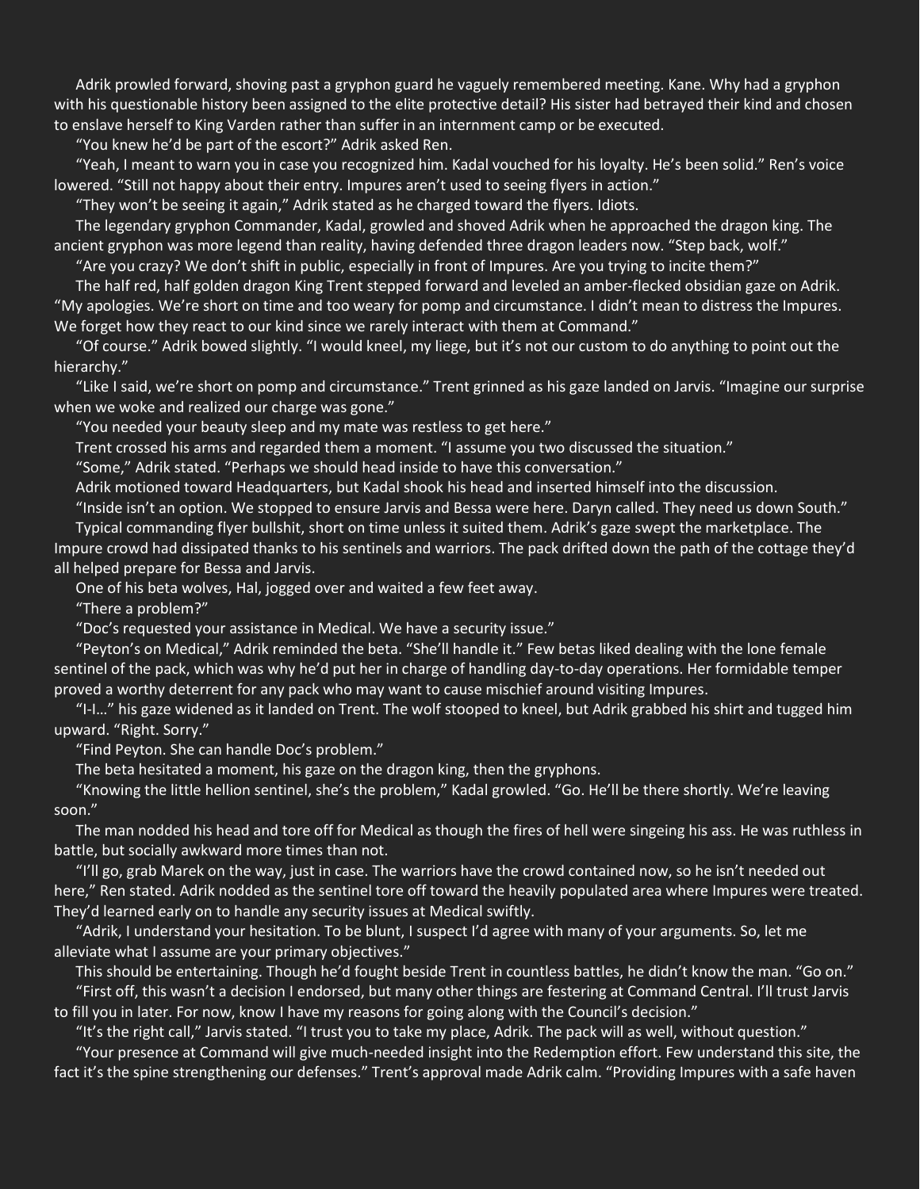Adrik prowled forward, shoving past a gryphon guard he vaguely remembered meeting. Kane. Why had a gryphon with his questionable history been assigned to the elite protective detail? His sister had betrayed their kind and chosen to enslave herself to King Varden rather than suffer in an internment camp or be executed.

"You knew he'd be part of the escort?" Adrik asked Ren.

"Yeah, I meant to warn you in case you recognized him. Kadal vouched for his loyalty. He's been solid." Ren's voice lowered. "Still not happy about their entry. Impures aren't used to seeing flyers in action."

"They won't be seeing it again," Adrik stated as he charged toward the flyers. Idiots.

The legendary gryphon Commander, Kadal, growled and shoved Adrik when he approached the dragon king. The ancient gryphon was more legend than reality, having defended three dragon leaders now. "Step back, wolf."

"Are you crazy? We don't shift in public, especially in front of Impures. Are you trying to incite them?"

The half red, half golden dragon King Trent stepped forward and leveled an amber-flecked obsidian gaze on Adrik. "My apologies. We're short on time and too weary for pomp and circumstance. I didn't mean to distress the Impures. We forget how they react to our kind since we rarely interact with them at Command."

"Of course." Adrik bowed slightly. "I would kneel, my liege, but it's not our custom to do anything to point out the hierarchy."

"Like I said, we're short on pomp and circumstance." Trent grinned as his gaze landed on Jarvis. "Imagine our surprise when we woke and realized our charge was gone."

"You needed your beauty sleep and my mate was restless to get here."

Trent crossed his arms and regarded them a moment. "I assume you two discussed the situation."

"Some," Adrik stated. "Perhaps we should head inside to have this conversation."

Adrik motioned toward Headquarters, but Kadal shook his head and inserted himself into the discussion.

"Inside isn't an option. We stopped to ensure Jarvis and Bessa were here. Daryn called. They need us down South."

Typical commanding flyer bullshit, short on time unless it suited them. Adrik's gaze swept the marketplace. The Impure crowd had dissipated thanks to his sentinels and warriors. The pack drifted down the path of the cottage they'd all helped prepare for Bessa and Jarvis.

One of his beta wolves, Hal, jogged over and waited a few feet away.

"There a problem?"

"Doc's requested your assistance in Medical. We have a security issue."

"Peyton's on Medical," Adrik reminded the beta. "She'll handle it." Few betas liked dealing with the lone female sentinel of the pack, which was why he'd put her in charge of handling day-to-day operations. Her formidable temper proved a worthy deterrent for any pack who may want to cause mischief around visiting Impures.

"I-I…" his gaze widened as it landed on Trent. The wolf stooped to kneel, but Adrik grabbed his shirt and tugged him upward. "Right. Sorry."

"Find Peyton. She can handle Doc's problem."

The beta hesitated a moment, his gaze on the dragon king, then the gryphons.

"Knowing the little hellion sentinel, she's the problem," Kadal growled. "Go. He'll be there shortly. We're leaving soon."

The man nodded his head and tore off for Medical as though the fires of hell were singeing his ass. He was ruthless in battle, but socially awkward more times than not.

"I'll go, grab Marek on the way, just in case. The warriors have the crowd contained now, so he isn't needed out here," Ren stated. Adrik nodded as the sentinel tore off toward the heavily populated area where Impures were treated. They'd learned early on to handle any security issues at Medical swiftly.

"Adrik, I understand your hesitation. To be blunt, I suspect I'd agree with many of your arguments. So, let me alleviate what I assume are your primary objectives."

This should be entertaining. Though he'd fought beside Trent in countless battles, he didn't know the man. "Go on."

"First off, this wasn't a decision I endorsed, but many other things are festering at Command Central. I'll trust Jarvis to fill you in later. For now, know I have my reasons for going along with the Council's decision."

"It's the right call," Jarvis stated. "I trust you to take my place, Adrik. The pack will as well, without question."

"Your presence at Command will give much-needed insight into the Redemption effort. Few understand this site, the fact it's the spine strengthening our defenses." Trent's approval made Adrik calm. "Providing Impures with a safe haven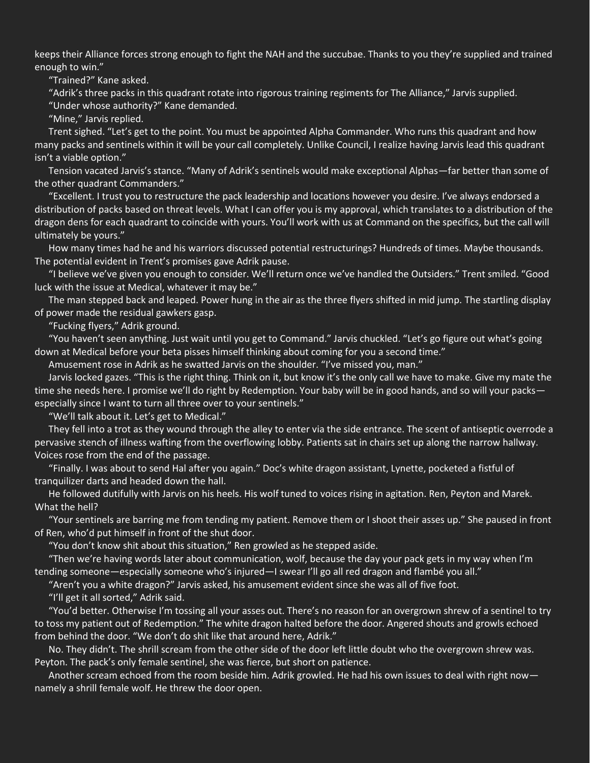keeps their Alliance forces strong enough to fight the NAH and the succubae. Thanks to you they're supplied and trained enough to win."

"Trained?" Kane asked.

"Adrik's three packs in this quadrant rotate into rigorous training regiments for The Alliance," Jarvis supplied.

"Under whose authority?" Kane demanded.

"Mine," Jarvis replied.

Trent sighed. "Let's get to the point. You must be appointed Alpha Commander. Who runs this quadrant and how many packs and sentinels within it will be your call completely. Unlike Council, I realize having Jarvis lead this quadrant isn't a viable option."

Tension vacated Jarvis's stance. "Many of Adrik's sentinels would make exceptional Alphas—far better than some of the other quadrant Commanders."

"Excellent. I trust you to restructure the pack leadership and locations however you desire. I've always endorsed a distribution of packs based on threat levels. What I can offer you is my approval, which translates to a distribution of the dragon dens for each quadrant to coincide with yours. You'll work with us at Command on the specifics, but the call will ultimately be yours."

How many times had he and his warriors discussed potential restructurings? Hundreds of times. Maybe thousands. The potential evident in Trent's promises gave Adrik pause.

"I believe we've given you enough to consider. We'll return once we've handled the Outsiders." Trent smiled. "Good luck with the issue at Medical, whatever it may be."

The man stepped back and leaped. Power hung in the air as the three flyers shifted in mid jump. The startling display of power made the residual gawkers gasp.

"Fucking flyers," Adrik ground.

"You haven't seen anything. Just wait until you get to Command." Jarvis chuckled. "Let's go figure out what's going down at Medical before your beta pisses himself thinking about coming for you a second time."

Amusement rose in Adrik as he swatted Jarvis on the shoulder. "I've missed you, man."

Jarvis locked gazes. "This is the right thing. Think on it, but know it's the only call we have to make. Give my mate the time she needs here. I promise we'll do right by Redemption. Your baby will be in good hands, and so will your packs—especially since I want to turn all three over to your sentinels."

"We'll talk about it. Let's get to Medical."

They fell into a trot as they wound through the alley to enter via the side entrance. The scent of antiseptic overrode a pervasive stench of illness wafting from the overflowing lobby. Patients sat in chairs set up along the narrow hallway. Voices rose from the end of the passage.

"Finally. I was about to send Hal after you again." Doc's white dragon assistant, Lynette, pocketed a fistful of tranquilizer darts and headed down the hall.

He followed dutifully with Jarvis on his heels. His wolf tuned to voices rising in agitation. Ren, Peyton and Marek. What the hell?

"Your sentinels are barring me from tending my patient. Remove them or I shoot their asses up." She paused in front of Ren, who'd put himself in front of the shut door.

"You don't know shit about this situation," Ren growled as he stepped aside.

"Then we're having words later about communication, wolf, because the day your pack gets in my way when I'm tending someone—especially someone who's injured—I swear I'll go all red dragon and flambé you all."

"Aren't you a white dragon?" Jarvis asked, his amusement evident since she was all of five foot.

"I'll get it all sorted," Adrik said.

"You'd better. Otherwise I'm tossing all your asses out. There's no reason for an overgrown shrew of a sentinel to try to toss my patient out of Redemption." The white dragon halted before the door. Angered shouts and growls echoed from behind the door. "We don't do shit like that around here, Adrik."

No. They didn't. The shrill scream from the other side of the door left little doubt who the overgrown shrew was. Peyton. The pack's only female sentinel, she was fierce, but short on patience.

Another scream echoed from the room beside him. Adrik growled. He had his own issues to deal with right now—namely a shrill female wolf. He threw the door open.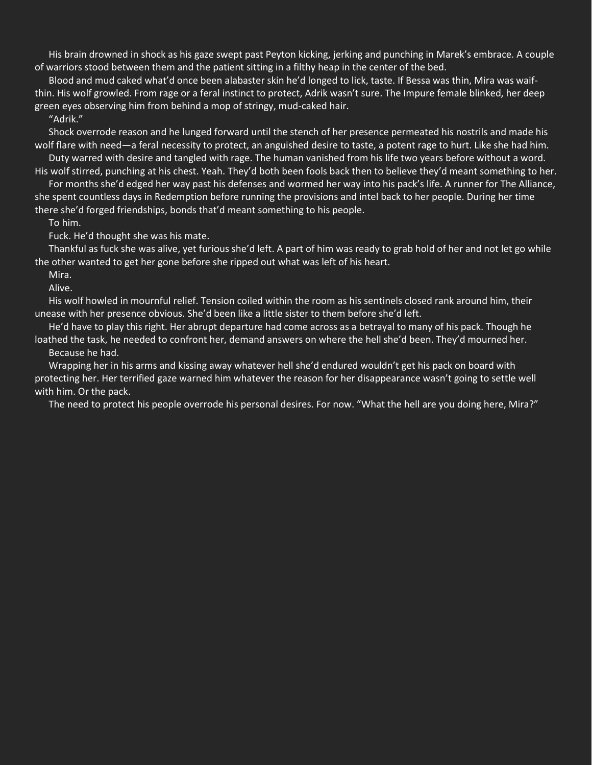His brain drowned in shock as his gaze swept past Peyton kicking, jerking and punching in Marek's embrace. A couple of warriors stood between them and the patient sitting in a filthy heap in the center of the bed.

Blood and mud caked what'd once been alabaster skin he'd longed to lick, taste. If Bessa was thin, Mira was waif-thin. His wolf growled. From rage or a feral instinct to protect, Adrik wasn't sure. The Impure female blinked, her deep green eyes observing him from behind a mop of stringy, mud-caked hair.

"Adrik."

Shock overrode reason and he lunged forward until the stench of her presence permeated his nostrils and made his wolf flare with need—a feral necessity to protect, an anguished desire to taste, a potent rage to hurt. Like she had him.

Duty warred with desire and tangled with rage. The human vanished from his life two years before without a word. His wolf stirred, punching at his chest. Yeah. They'd both been fools back then to believe they'd meant something to her.

For months she'd edged her way past his defenses and wormed her way into his pack's life. A runner for The Alliance, she spent countless days in Redemption before running the provisions and intel back to her people. During her time there she'd forged friendships, bonds that'd meant something to his people.

To him.

Fuck. He'd thought she was his mate.

Thankful as fuck she was alive, yet furious she'd left. A part of him was ready to grab hold of her and not let go while the other wanted to get her gone before she ripped out what was left of his heart.

Mira.

Alive.

His wolf howled in mournful relief. Tension coiled within the room as his sentinels closed rank around him, their unease with her presence obvious. She'd been like a little sister to them before she'd left.

He'd have to play this right. Her abrupt departure had come across as a betrayal to many of his pack. Though he loathed the task, he needed to confront her, demand answers on where the hell she'd been. They'd mourned her.

Because he had.

Wrapping her in his arms and kissing away whatever hell she'd endured wouldn't get his pack on board with protecting her. Her terrified gaze warned him whatever the reason for her disappearance wasn't going to settle well with him. Or the pack.

The need to protect his people overrode his personal desires. For now. "What the hell are you doing here, Mira?"